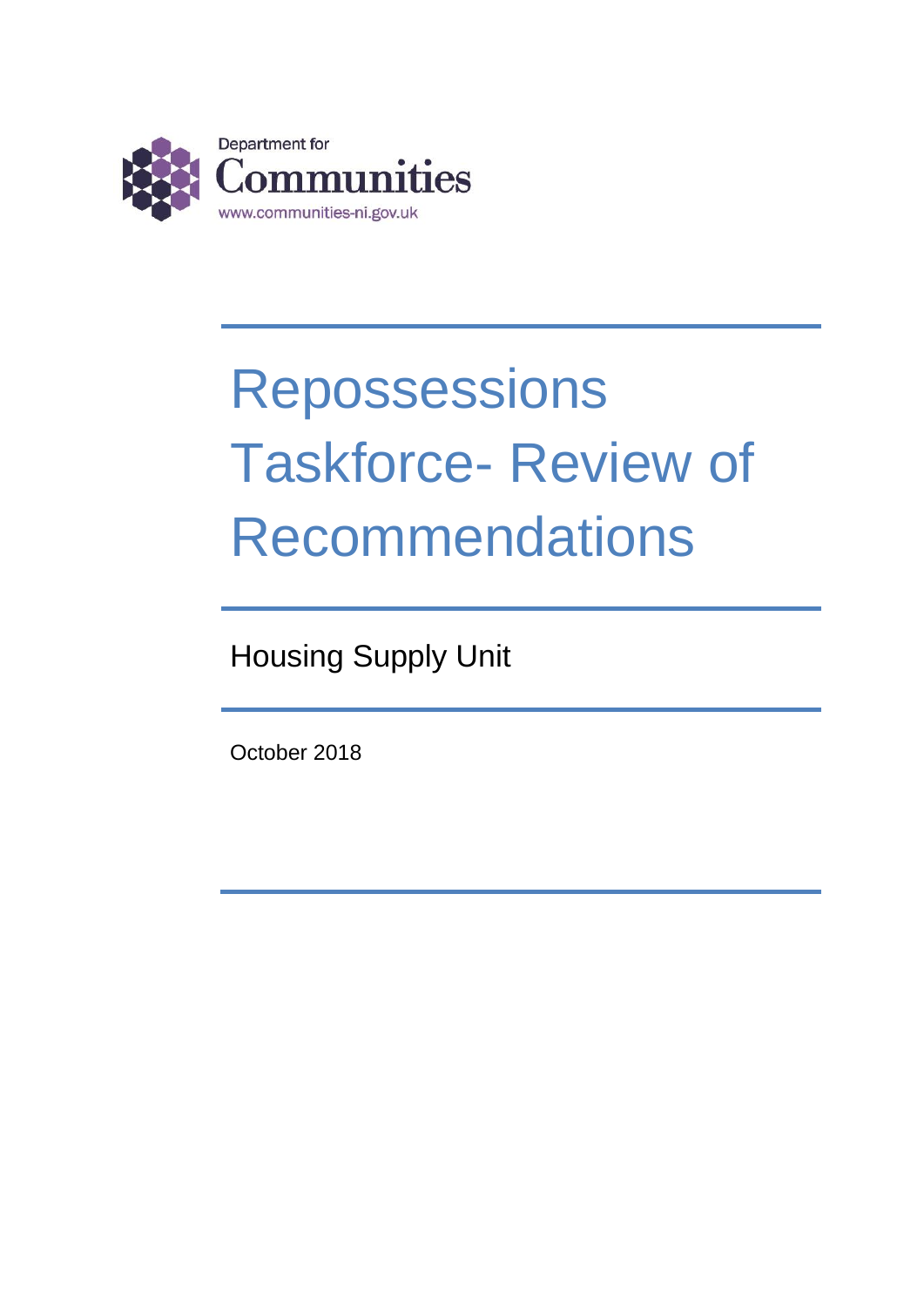Department for
Communities
www.communities-ni.gov.uk

# Repossessions Taskforce- Review of Recommendations

Housing Supply Unit

October 2018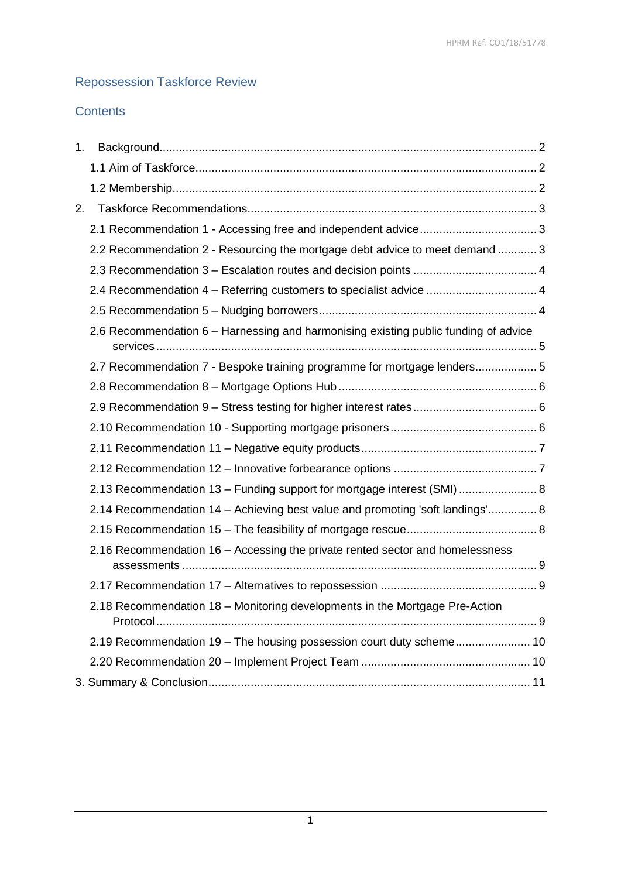# Repossession Taskforce Review

## Contents

1. Background .......... 2
   - 1.1 Aim of Taskforce .......... 2
   - 1.2 Membership .......... 2
2. Taskforce Recommendations .......... 3
   - 2.1 Recommendation 1 - Accessing free and independent advice .......... 3
   - 2.2 Recommendation 2 - Resourcing the mortgage debt advice to meet demand .......... 3
   - 2.3 Recommendation 3 – Escalation routes and decision points .......... 4
   - 2.4 Recommendation 4 – Referring customers to specialist advice .......... 4
   - 2.5 Recommendation 5 – Nudging borrowers .......... 4
   - 2.6 Recommendation 6 – Harnessing and harmonising existing public funding of advice services .......... 5
   - 2.7 Recommendation 7 - Bespoke training programme for mortgage lenders .......... 5
   - 2.8 Recommendation 8 – Mortgage Options Hub .......... 6
   - 2.9 Recommendation 9 – Stress testing for higher interest rates .......... 6
   - 2.10 Recommendation 10 - Supporting mortgage prisoners .......... 6
   - 2.11 Recommendation 11 – Negative equity products .......... 7
   - 2.12 Recommendation 12 – Innovative forbearance options .......... 7
   - 2.13 Recommendation 13 – Funding support for mortgage interest (SMI) .......... 8
   - 2.14 Recommendation 14 – Achieving best value and promoting 'soft landings' .......... 8
   - 2.15 Recommendation 15 – The feasibility of mortgage rescue .......... 8
   - 2.16 Recommendation 16 – Accessing the private rented sector and homelessness assessments .......... 9
   - 2.17 Recommendation 17 – Alternatives to repossession .......... 9
   - 2.18 Recommendation 18 – Monitoring developments in the Mortgage Pre-Action Protocol .......... 9
   - 2.19 Recommendation 19 – The housing possession court duty scheme .......... 10
   - 2.20 Recommendation 20 – Implement Project Team .......... 10
3. Summary & Conclusion .......... 11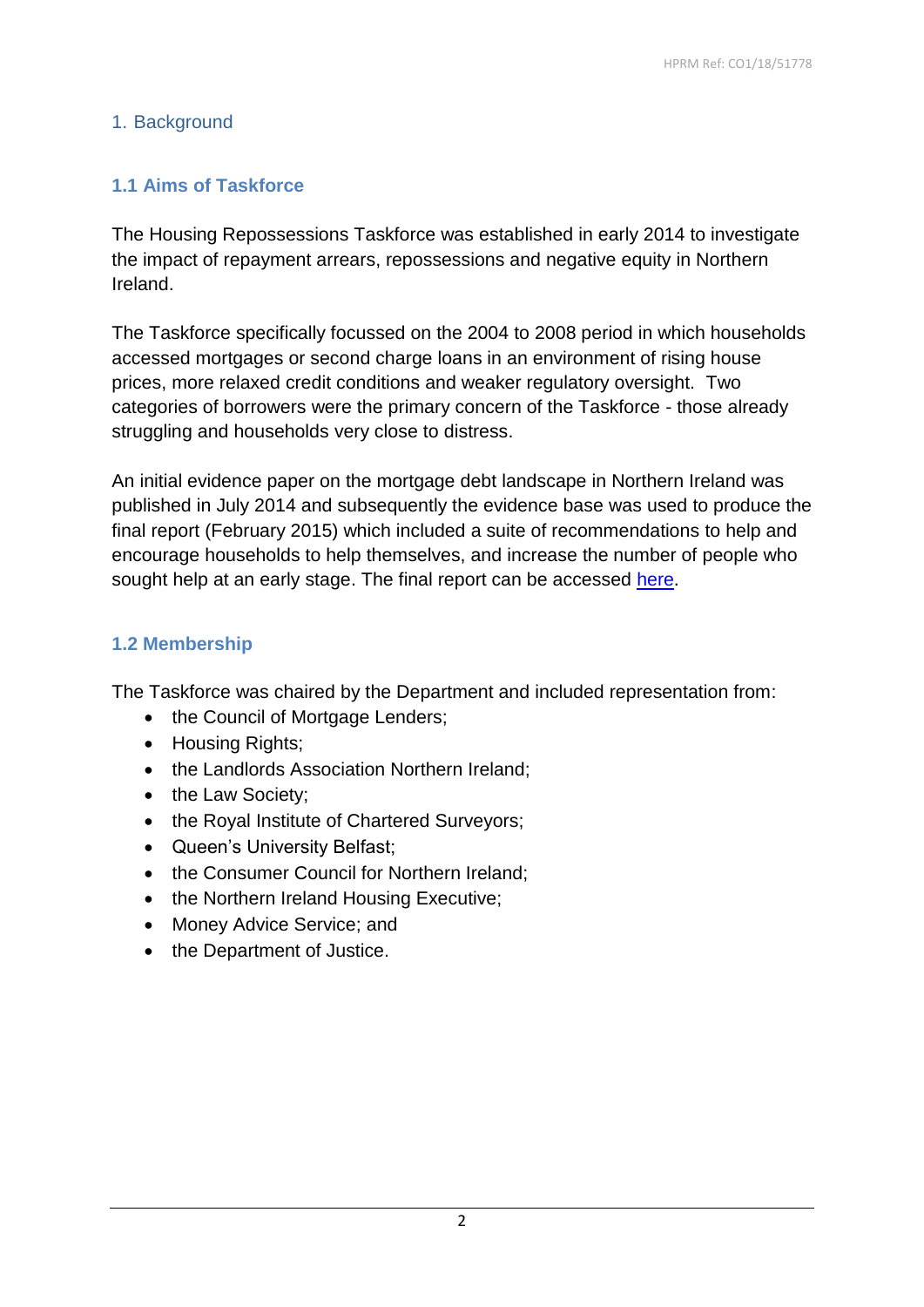# 1. Background

## 1.1 Aims of Taskforce

The Housing Repossessions Taskforce was established in early 2014 to investigate the impact of repayment arrears, repossessions and negative equity in Northern Ireland.

The Taskforce specifically focussed on the 2004 to 2008 period in which households accessed mortgages or second charge loans in an environment of rising house prices, more relaxed credit conditions and weaker regulatory oversight. Two categories of borrowers were the primary concern of the Taskforce - those already struggling and households very close to distress.

An initial evidence paper on the mortgage debt landscape in Northern Ireland was published in July 2014 and subsequently the evidence base was used to produce the final report (February 2015) which included a suite of recommendations to help and encourage households to help themselves, and increase the number of people who sought help at an early stage. The final report can be accessed here.

## 1.2 Membership

The Taskforce was chaired by the Department and included representation from:

- the Council of Mortgage Lenders;
- Housing Rights;
- the Landlords Association Northern Ireland;
- the Law Society;
- the Royal Institute of Chartered Surveyors;
- Queen's University Belfast;
- the Consumer Council for Northern Ireland;
- the Northern Ireland Housing Executive;
- Money Advice Service; and
- the Department of Justice.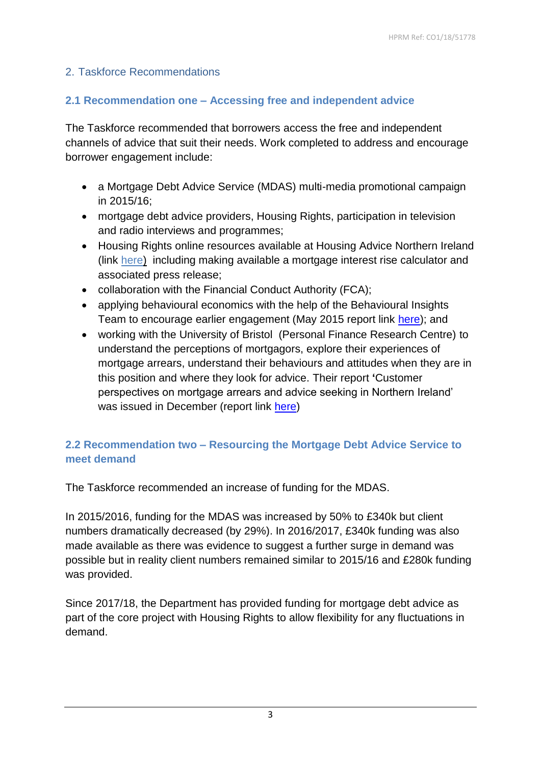## 2. Taskforce Recommendations

### 2.1 Recommendation one – Accessing free and independent advice

The Taskforce recommended that borrowers access the free and independent channels of advice that suit their needs. Work completed to address and encourage borrower engagement include:

- a Mortgage Debt Advice Service (MDAS) multi-media promotional campaign in 2015/16;
- mortgage debt advice providers, Housing Rights, participation in television and radio interviews and programmes;
- Housing Rights online resources available at Housing Advice Northern Ireland (link here) including making available a mortgage interest rise calculator and associated press release;
- collaboration with the Financial Conduct Authority (FCA);
- applying behavioural economics with the help of the Behavioural Insights Team to encourage earlier engagement (May 2015 report link here); and
- working with the University of Bristol (Personal Finance Research Centre) to understand the perceptions of mortgagors, explore their experiences of mortgage arrears, understand their behaviours and attitudes when they are in this position and where they look for advice. Their report 'Customer perspectives on mortgage arrears and advice seeking in Northern Ireland' was issued in December (report link here)

### 2.2 Recommendation two – Resourcing the Mortgage Debt Advice Service to meet demand

The Taskforce recommended an increase of funding for the MDAS.

In 2015/2016, funding for the MDAS was increased by 50% to £340k but client numbers dramatically decreased (by 29%). In 2016/2017, £340k funding was also made available as there was evidence to suggest a further surge in demand was possible but in reality client numbers remained similar to 2015/16 and £280k funding was provided.

Since 2017/18, the Department has provided funding for mortgage debt advice as part of the core project with Housing Rights to allow flexibility for any fluctuations in demand.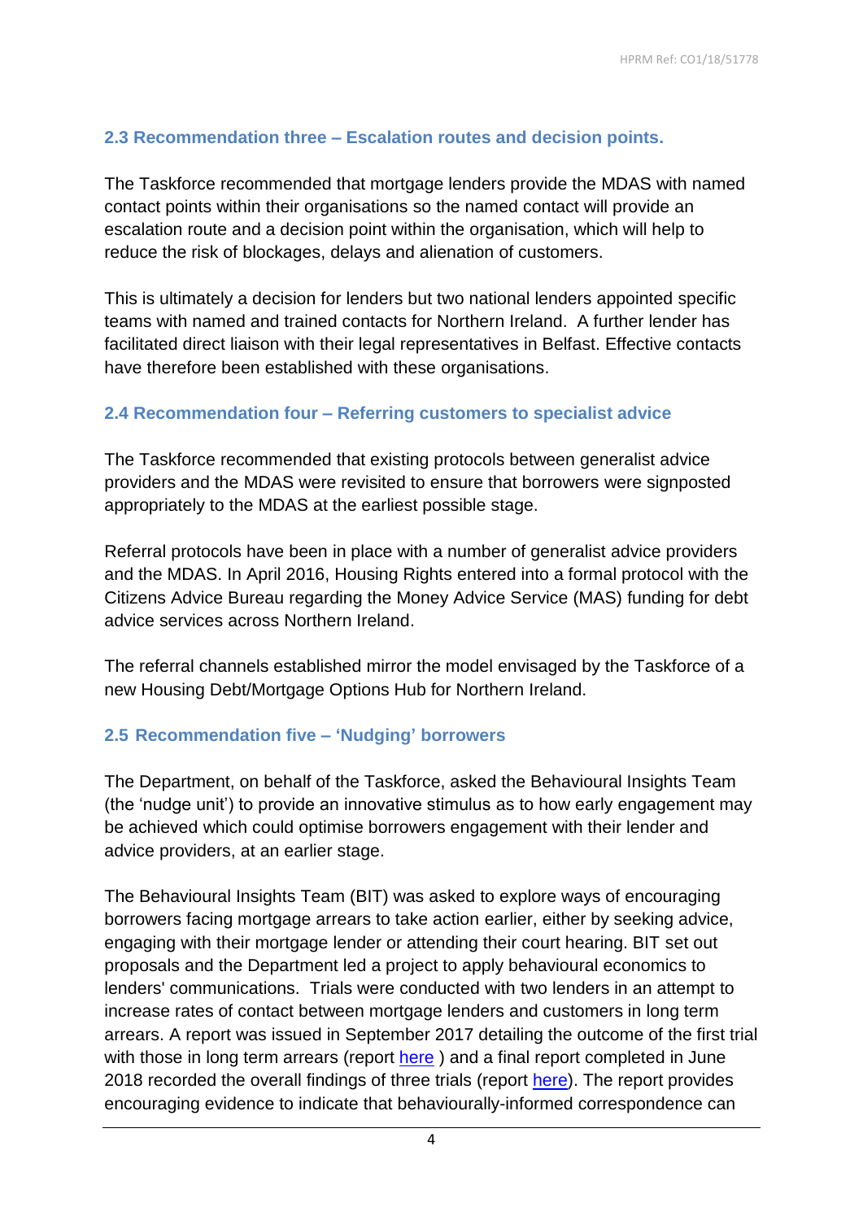### 2.3 Recommendation three – Escalation routes and decision points.

The Taskforce recommended that mortgage lenders provide the MDAS with named contact points within their organisations so the named contact will provide an escalation route and a decision point within the organisation, which will help to reduce the risk of blockages, delays and alienation of customers.

This is ultimately a decision for lenders but two national lenders appointed specific teams with named and trained contacts for Northern Ireland. A further lender has facilitated direct liaison with their legal representatives in Belfast. Effective contacts have therefore been established with these organisations.

### 2.4 Recommendation four – Referring customers to specialist advice

The Taskforce recommended that existing protocols between generalist advice providers and the MDAS were revisited to ensure that borrowers were signposted appropriately to the MDAS at the earliest possible stage.

Referral protocols have been in place with a number of generalist advice providers and the MDAS. In April 2016, Housing Rights entered into a formal protocol with the Citizens Advice Bureau regarding the Money Advice Service (MAS) funding for debt advice services across Northern Ireland.

The referral channels established mirror the model envisaged by the Taskforce of a new Housing Debt/Mortgage Options Hub for Northern Ireland.

### 2.5 Recommendation five – 'Nudging' borrowers

The Department, on behalf of the Taskforce, asked the Behavioural Insights Team (the 'nudge unit') to provide an innovative stimulus as to how early engagement may be achieved which could optimise borrowers engagement with their lender and advice providers, at an earlier stage.

The Behavioural Insights Team (BIT) was asked to explore ways of encouraging borrowers facing mortgage arrears to take action earlier, either by seeking advice, engaging with their mortgage lender or attending their court hearing. BIT set out proposals and the Department led a project to apply behavioural economics to lenders' communications. Trials were conducted with two lenders in an attempt to increase rates of contact between mortgage lenders and customers in long term arrears. A report was issued in September 2017 detailing the outcome of the first trial with those in long term arrears (report here ) and a final report completed in June 2018 recorded the overall findings of three trials (report here). The report provides encouraging evidence to indicate that behaviourally-informed correspondence can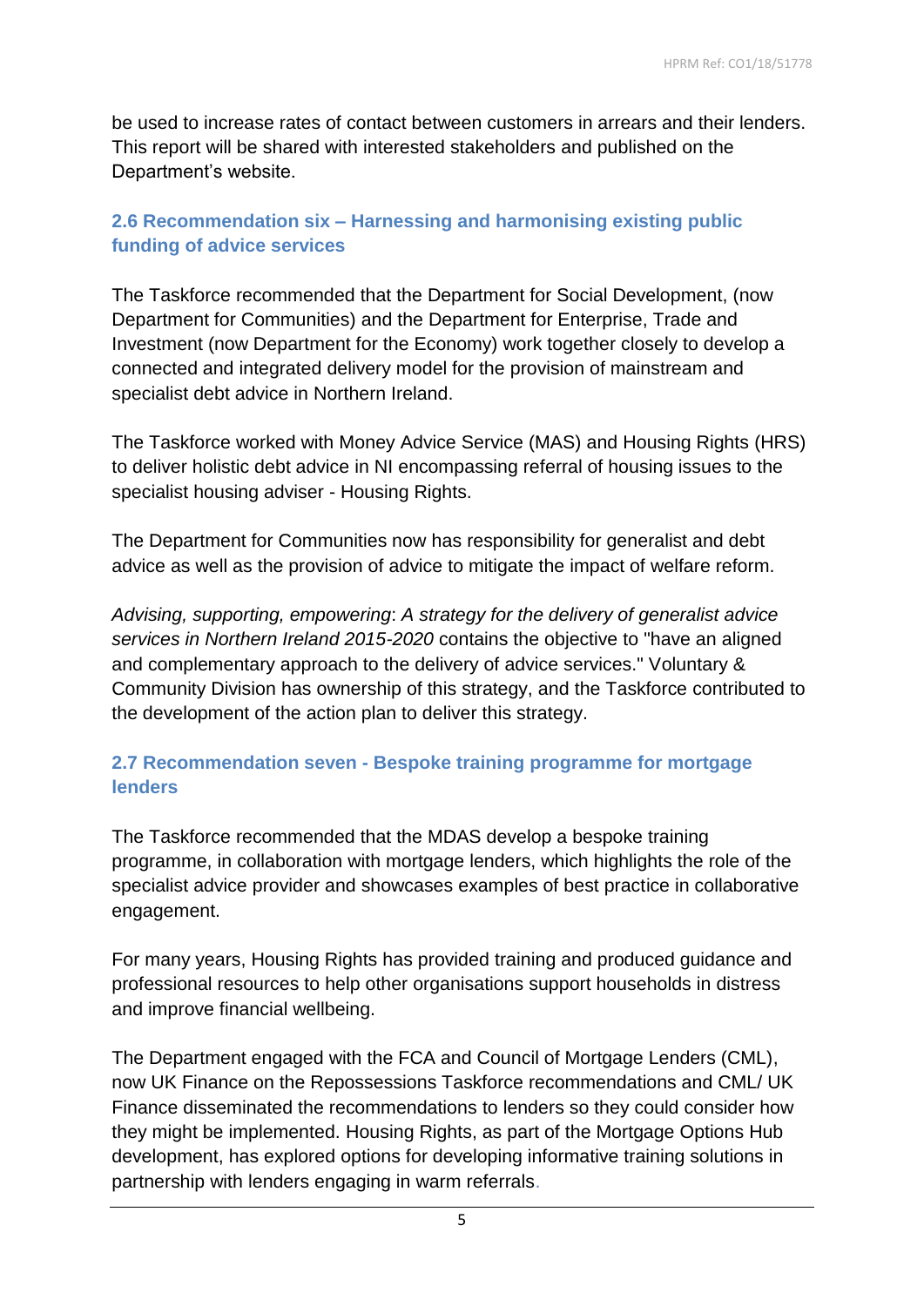be used to increase rates of contact between customers in arrears and their lenders. This report will be shared with interested stakeholders and published on the Department's website.

### 2.6 Recommendation six – Harnessing and harmonising existing public funding of advice services

The Taskforce recommended that the Department for Social Development, (now Department for Communities) and the Department for Enterprise, Trade and Investment (now Department for the Economy) work together closely to develop a connected and integrated delivery model for the provision of mainstream and specialist debt advice in Northern Ireland.

The Taskforce worked with Money Advice Service (MAS) and Housing Rights (HRS) to deliver holistic debt advice in NI encompassing referral of housing issues to the specialist housing adviser - Housing Rights.

The Department for Communities now has responsibility for generalist and debt advice as well as the provision of advice to mitigate the impact of welfare reform.

*Advising, supporting, empowering*: *A strategy for the delivery of generalist advice services in Northern Ireland 2015-2020* contains the objective to "have an aligned and complementary approach to the delivery of advice services." Voluntary & Community Division has ownership of this strategy, and the Taskforce contributed to the development of the action plan to deliver this strategy.

### 2.7 Recommendation seven - Bespoke training programme for mortgage lenders

The Taskforce recommended that the MDAS develop a bespoke training programme, in collaboration with mortgage lenders, which highlights the role of the specialist advice provider and showcases examples of best practice in collaborative engagement.

For many years, Housing Rights has provided training and produced guidance and professional resources to help other organisations support households in distress and improve financial wellbeing.

The Department engaged with the FCA and Council of Mortgage Lenders (CML), now UK Finance on the Repossessions Taskforce recommendations and CML/ UK Finance disseminated the recommendations to lenders so they could consider how they might be implemented. Housing Rights, as part of the Mortgage Options Hub development, has explored options for developing informative training solutions in partnership with lenders engaging in warm referrals.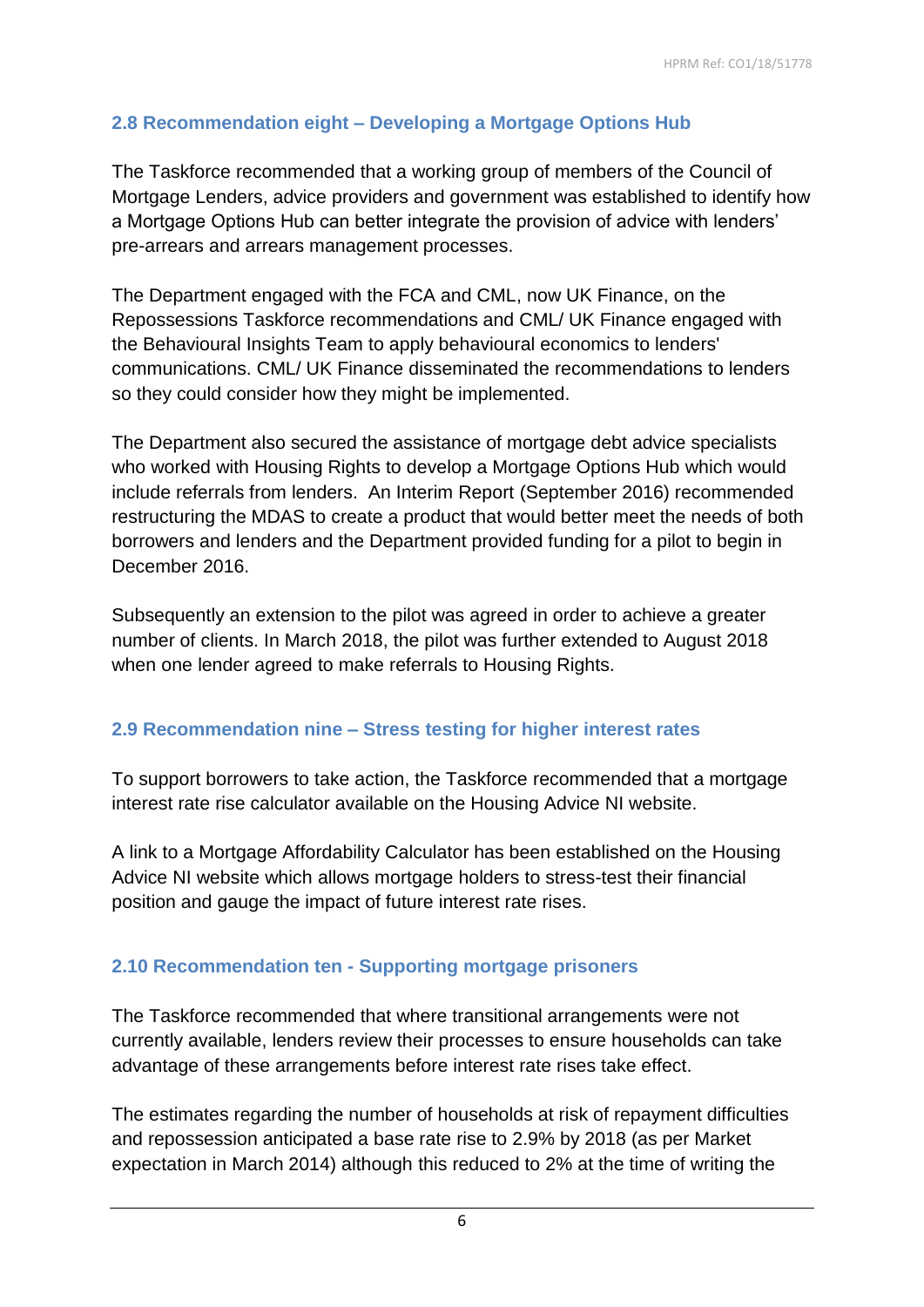### 2.8 Recommendation eight – Developing a Mortgage Options Hub

The Taskforce recommended that a working group of members of the Council of Mortgage Lenders, advice providers and government was established to identify how a Mortgage Options Hub can better integrate the provision of advice with lenders' pre-arrears and arrears management processes.

The Department engaged with the FCA and CML, now UK Finance, on the Repossessions Taskforce recommendations and CML/ UK Finance engaged with the Behavioural Insights Team to apply behavioural economics to lenders' communications. CML/ UK Finance disseminated the recommendations to lenders so they could consider how they might be implemented.

The Department also secured the assistance of mortgage debt advice specialists who worked with Housing Rights to develop a Mortgage Options Hub which would include referrals from lenders. An Interim Report (September 2016) recommended restructuring the MDAS to create a product that would better meet the needs of both borrowers and lenders and the Department provided funding for a pilot to begin in December 2016.

Subsequently an extension to the pilot was agreed in order to achieve a greater number of clients. In March 2018, the pilot was further extended to August 2018 when one lender agreed to make referrals to Housing Rights.

### 2.9 Recommendation nine – Stress testing for higher interest rates

To support borrowers to take action, the Taskforce recommended that a mortgage interest rate rise calculator available on the Housing Advice NI website.

A link to a Mortgage Affordability Calculator has been established on the Housing Advice NI website which allows mortgage holders to stress-test their financial position and gauge the impact of future interest rate rises.

### 2.10 Recommendation ten - Supporting mortgage prisoners

The Taskforce recommended that where transitional arrangements were not currently available, lenders review their processes to ensure households can take advantage of these arrangements before interest rate rises take effect.

The estimates regarding the number of households at risk of repayment difficulties and repossession anticipated a base rate rise to 2.9% by 2018 (as per Market expectation in March 2014) although this reduced to 2% at the time of writing the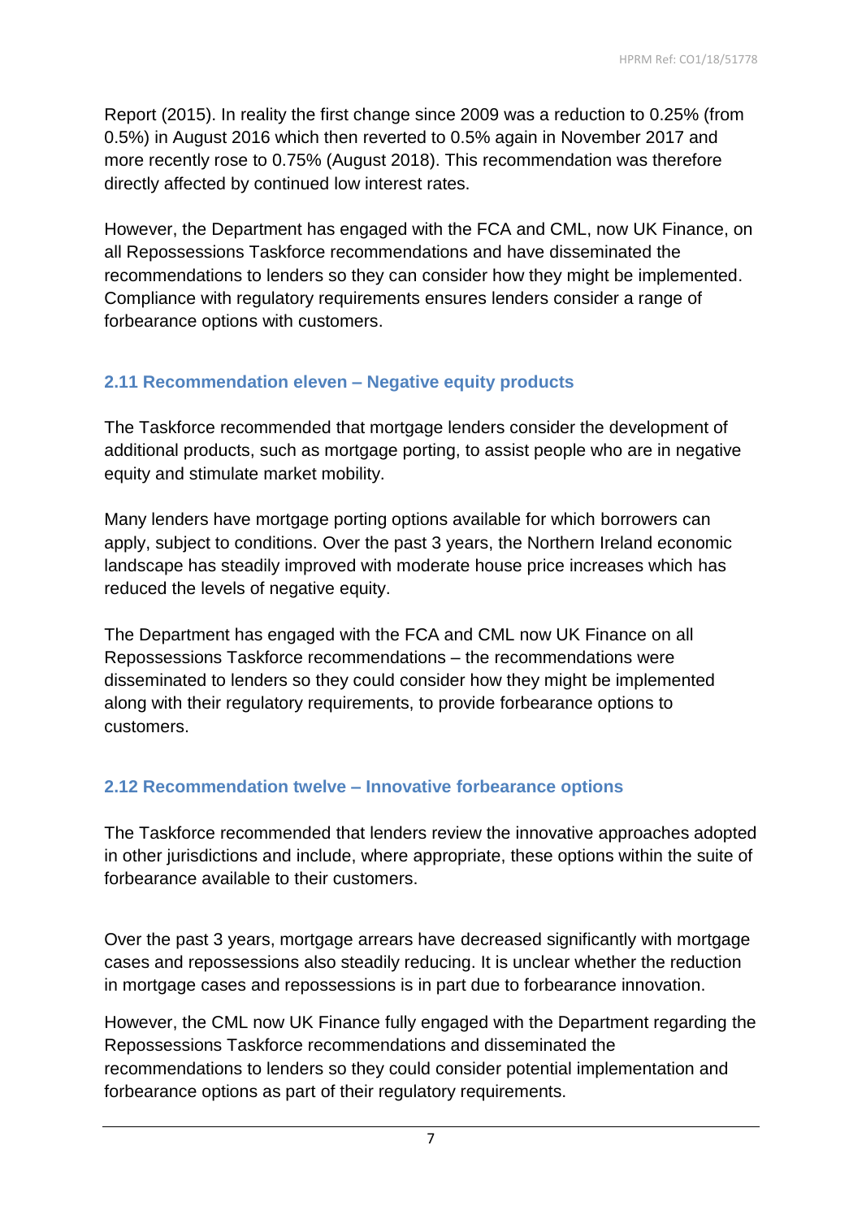Report (2015). In reality the first change since 2009 was a reduction to 0.25% (from 0.5%) in August 2016 which then reverted to 0.5% again in November 2017 and more recently rose to 0.75% (August 2018). This recommendation was therefore directly affected by continued low interest rates.

However, the Department has engaged with the FCA and CML, now UK Finance, on all Repossessions Taskforce recommendations and have disseminated the recommendations to lenders so they can consider how they might be implemented. Compliance with regulatory requirements ensures lenders consider a range of forbearance options with customers.

### 2.11 Recommendation eleven – Negative equity products

The Taskforce recommended that mortgage lenders consider the development of additional products, such as mortgage porting, to assist people who are in negative equity and stimulate market mobility.

Many lenders have mortgage porting options available for which borrowers can apply, subject to conditions. Over the past 3 years, the Northern Ireland economic landscape has steadily improved with moderate house price increases which has reduced the levels of negative equity.

The Department has engaged with the FCA and CML now UK Finance on all Repossessions Taskforce recommendations – the recommendations were disseminated to lenders so they could consider how they might be implemented along with their regulatory requirements, to provide forbearance options to customers.

### 2.12 Recommendation twelve – Innovative forbearance options

The Taskforce recommended that lenders review the innovative approaches adopted in other jurisdictions and include, where appropriate, these options within the suite of forbearance available to their customers.

Over the past 3 years, mortgage arrears have decreased significantly with mortgage cases and repossessions also steadily reducing. It is unclear whether the reduction in mortgage cases and repossessions is in part due to forbearance innovation.

However, the CML now UK Finance fully engaged with the Department regarding the Repossessions Taskforce recommendations and disseminated the recommendations to lenders so they could consider potential implementation and forbearance options as part of their regulatory requirements.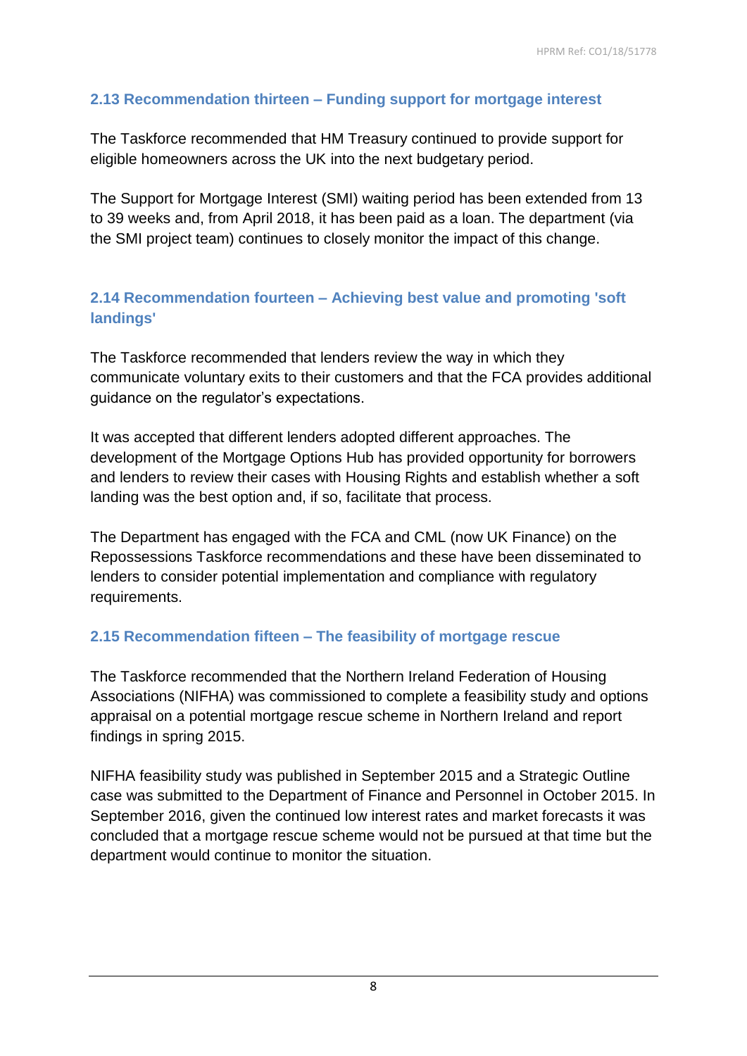### 2.13 Recommendation thirteen – Funding support for mortgage interest

The Taskforce recommended that HM Treasury continued to provide support for eligible homeowners across the UK into the next budgetary period.

The Support for Mortgage Interest (SMI) waiting period has been extended from 13 to 39 weeks and, from April 2018, it has been paid as a loan. The department (via the SMI project team) continues to closely monitor the impact of this change.

### 2.14 Recommendation fourteen – Achieving best value and promoting 'soft landings'

The Taskforce recommended that lenders review the way in which they communicate voluntary exits to their customers and that the FCA provides additional guidance on the regulator's expectations.

It was accepted that different lenders adopted different approaches. The development of the Mortgage Options Hub has provided opportunity for borrowers and lenders to review their cases with Housing Rights and establish whether a soft landing was the best option and, if so, facilitate that process.

The Department has engaged with the FCA and CML (now UK Finance) on the Repossessions Taskforce recommendations and these have been disseminated to lenders to consider potential implementation and compliance with regulatory requirements.

### 2.15 Recommendation fifteen – The feasibility of mortgage rescue

The Taskforce recommended that the Northern Ireland Federation of Housing Associations (NIFHA) was commissioned to complete a feasibility study and options appraisal on a potential mortgage rescue scheme in Northern Ireland and report findings in spring 2015.

NIFHA feasibility study was published in September 2015 and a Strategic Outline case was submitted to the Department of Finance and Personnel in October 2015. In September 2016, given the continued low interest rates and market forecasts it was concluded that a mortgage rescue scheme would not be pursued at that time but the department would continue to monitor the situation.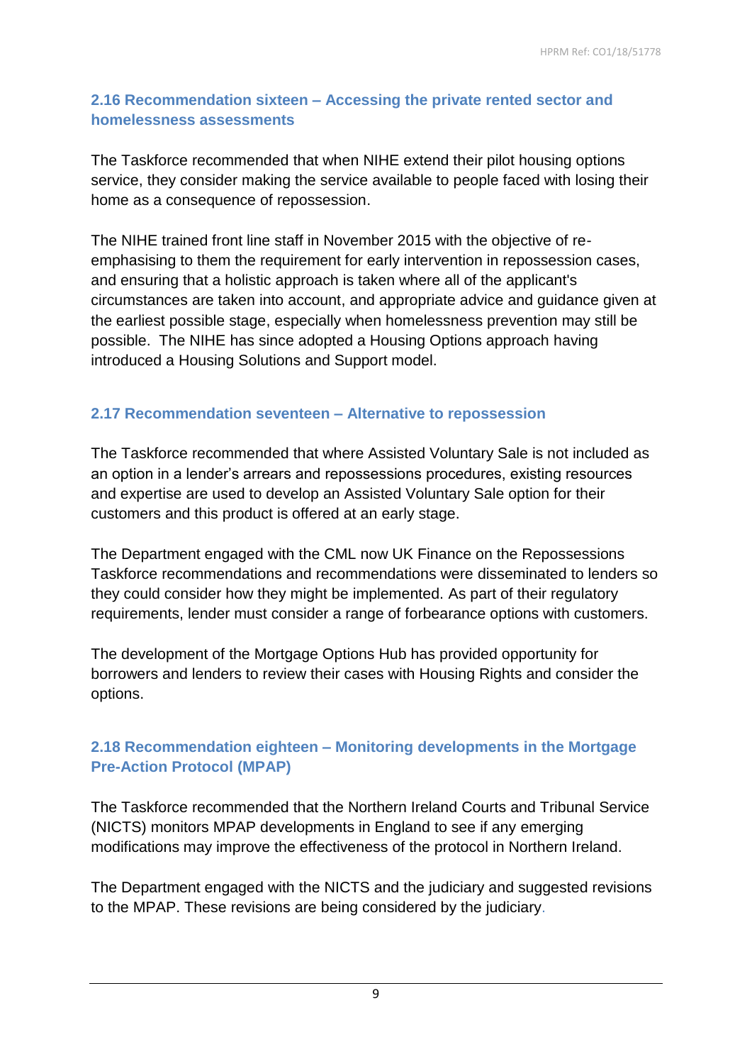### 2.16 Recommendation sixteen – Accessing the private rented sector and homelessness assessments

The Taskforce recommended that when NIHE extend their pilot housing options service, they consider making the service available to people faced with losing their home as a consequence of repossession.

The NIHE trained front line staff in November 2015 with the objective of re-emphasising to them the requirement for early intervention in repossession cases, and ensuring that a holistic approach is taken where all of the applicant's circumstances are taken into account, and appropriate advice and guidance given at the earliest possible stage, especially when homelessness prevention may still be possible. The NIHE has since adopted a Housing Options approach having introduced a Housing Solutions and Support model.

### 2.17 Recommendation seventeen – Alternative to repossession

The Taskforce recommended that where Assisted Voluntary Sale is not included as an option in a lender's arrears and repossessions procedures, existing resources and expertise are used to develop an Assisted Voluntary Sale option for their customers and this product is offered at an early stage.

The Department engaged with the CML now UK Finance on the Repossessions Taskforce recommendations and recommendations were disseminated to lenders so they could consider how they might be implemented. As part of their regulatory requirements, lender must consider a range of forbearance options with customers.

The development of the Mortgage Options Hub has provided opportunity for borrowers and lenders to review their cases with Housing Rights and consider the options.

### 2.18 Recommendation eighteen – Monitoring developments in the Mortgage Pre-Action Protocol (MPAP)

The Taskforce recommended that the Northern Ireland Courts and Tribunal Service (NICTS) monitors MPAP developments in England to see if any emerging modifications may improve the effectiveness of the protocol in Northern Ireland.

The Department engaged with the NICTS and the judiciary and suggested revisions to the MPAP. These revisions are being considered by the judiciary.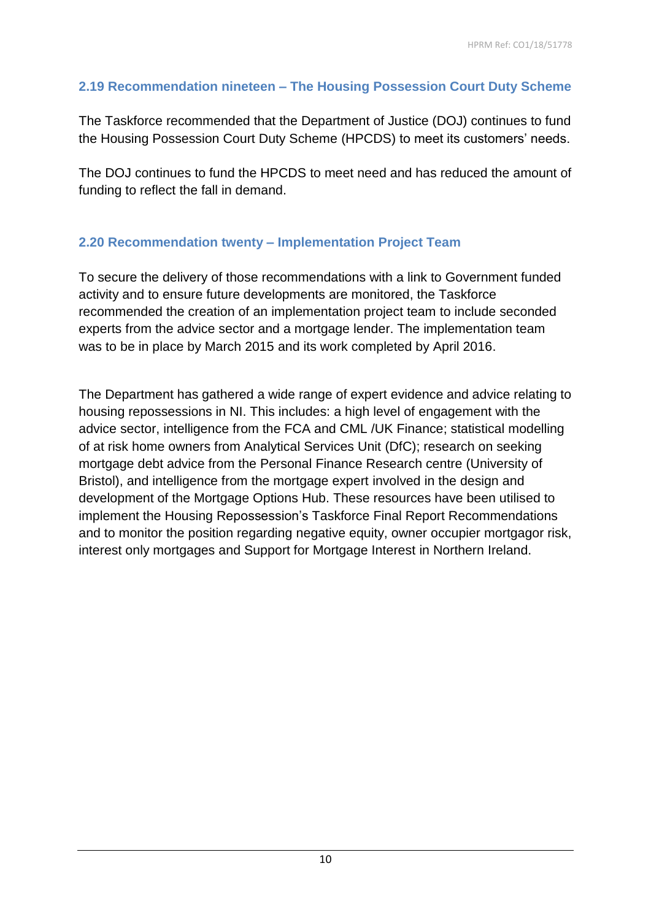### 2.19 Recommendation nineteen – The Housing Possession Court Duty Scheme

The Taskforce recommended that the Department of Justice (DOJ) continues to fund the Housing Possession Court Duty Scheme (HPCDS) to meet its customers' needs.

The DOJ continues to fund the HPCDS to meet need and has reduced the amount of funding to reflect the fall in demand.

### 2.20 Recommendation twenty – Implementation Project Team

To secure the delivery of those recommendations with a link to Government funded activity and to ensure future developments are monitored, the Taskforce recommended the creation of an implementation project team to include seconded experts from the advice sector and a mortgage lender. The implementation team was to be in place by March 2015 and its work completed by April 2016.

The Department has gathered a wide range of expert evidence and advice relating to housing repossessions in NI. This includes: a high level of engagement with the advice sector, intelligence from the FCA and CML /UK Finance; statistical modelling of at risk home owners from Analytical Services Unit (DfC); research on seeking mortgage debt advice from the Personal Finance Research centre (University of Bristol), and intelligence from the mortgage expert involved in the design and development of the Mortgage Options Hub. These resources have been utilised to implement the Housing Repossession's Taskforce Final Report Recommendations and to monitor the position regarding negative equity, owner occupier mortgagor risk, interest only mortgages and Support for Mortgage Interest in Northern Ireland.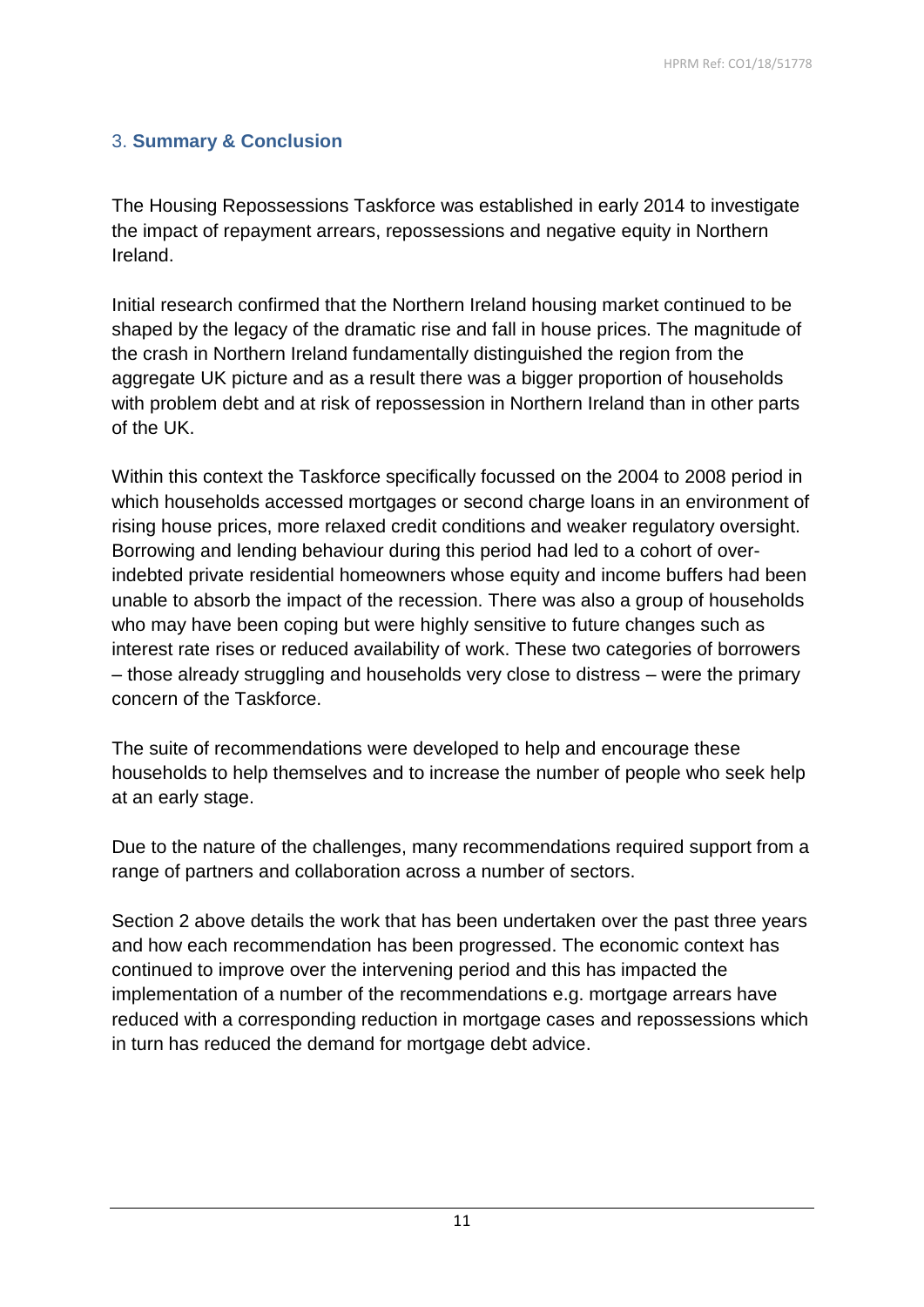## 3. **Summary & Conclusion**

The Housing Repossessions Taskforce was established in early 2014 to investigate the impact of repayment arrears, repossessions and negative equity in Northern Ireland.

Initial research confirmed that the Northern Ireland housing market continued to be shaped by the legacy of the dramatic rise and fall in house prices. The magnitude of the crash in Northern Ireland fundamentally distinguished the region from the aggregate UK picture and as a result there was a bigger proportion of households with problem debt and at risk of repossession in Northern Ireland than in other parts of the UK.

Within this context the Taskforce specifically focussed on the 2004 to 2008 period in which households accessed mortgages or second charge loans in an environment of rising house prices, more relaxed credit conditions and weaker regulatory oversight. Borrowing and lending behaviour during this period had led to a cohort of over-indebted private residential homeowners whose equity and income buffers had been unable to absorb the impact of the recession. There was also a group of households who may have been coping but were highly sensitive to future changes such as interest rate rises or reduced availability of work. These two categories of borrowers – those already struggling and households very close to distress – were the primary concern of the Taskforce.

The suite of recommendations were developed to help and encourage these households to help themselves and to increase the number of people who seek help at an early stage.

Due to the nature of the challenges, many recommendations required support from a range of partners and collaboration across a number of sectors.

Section 2 above details the work that has been undertaken over the past three years and how each recommendation has been progressed. The economic context has continued to improve over the intervening period and this has impacted the implementation of a number of the recommendations e.g. mortgage arrears have reduced with a corresponding reduction in mortgage cases and repossessions which in turn has reduced the demand for mortgage debt advice.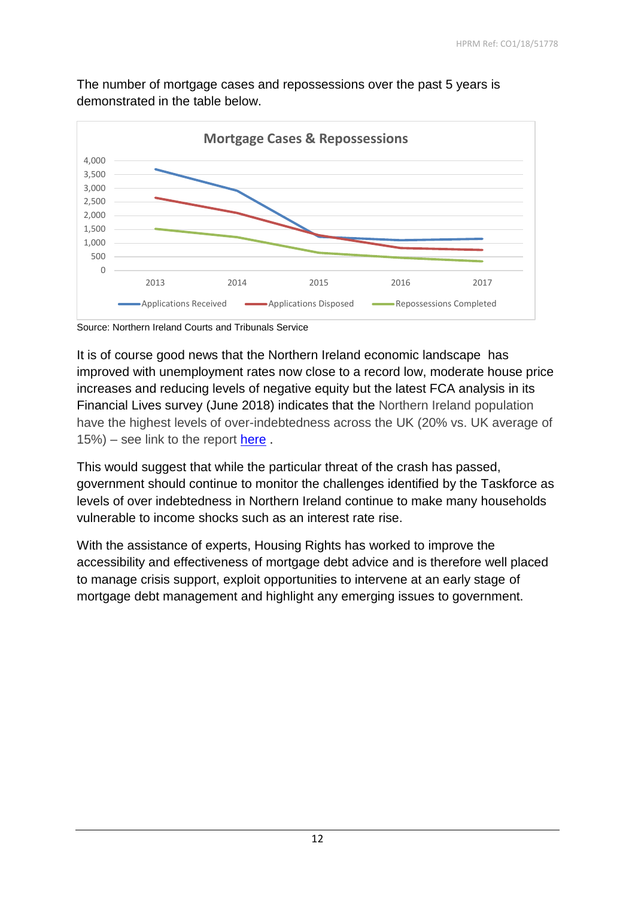The number of mortgage cases and repossessions over the past 5 years is demonstrated in the table below.

Mortgage Cases & Repossessions

4,000
3,500
3,000
2,500
2,000
1,500
1,000
500
0

2013 2014 2015 2016 2017

Applications Received
Applications Disposed
Repossessions Completed

Source: Northern Ireland Courts and Tribunals Service

It is of course good news that the Northern Ireland economic landscape has improved with unemployment rates now close to a record low, moderate house price increases and reducing levels of negative equity but the latest FCA analysis in its Financial Lives survey (June 2018) indicates that the Northern Ireland population have the highest levels of over-indebtedness across the UK (20% vs. UK average of 15%) – see link to the report [here](#) .

This would suggest that while the particular threat of the crash has passed, government should continue to monitor the challenges identified by the Taskforce as levels of over indebtedness in Northern Ireland continue to make many households vulnerable to income shocks such as an interest rate rise.

With the assistance of experts, Housing Rights has worked to improve the accessibility and effectiveness of mortgage debt advice and is therefore well placed to manage crisis support, exploit opportunities to intervene at an early stage of mortgage debt management and highlight any emerging issues to government.